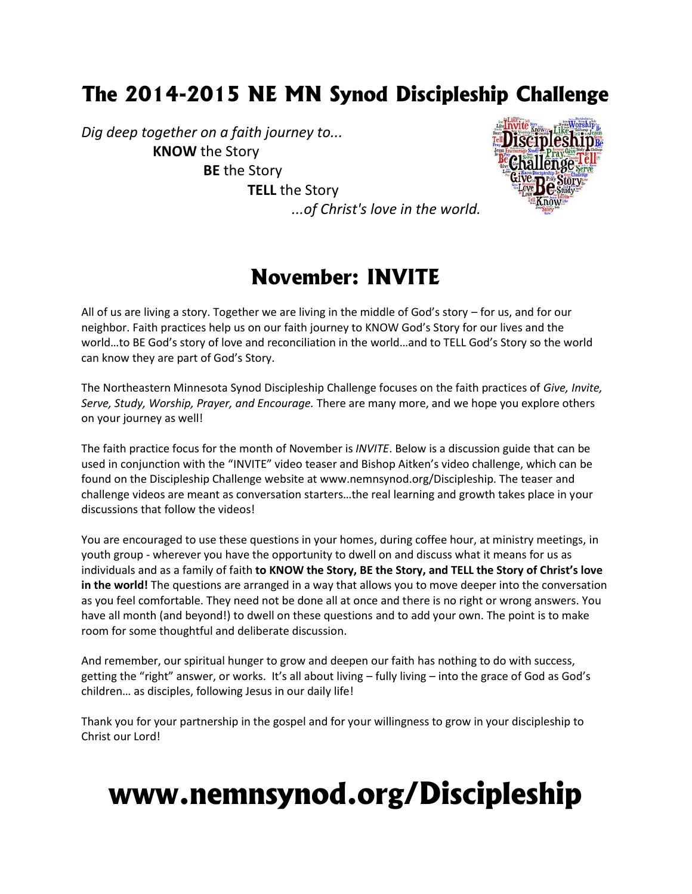# The 2014-2015 NE MN Synod Discipleship Challenge

*Dig deep together on a faith journey to...*

**KNOW** the Story

**BE** the Story

**TELL** the Story

*...of Christ's love in the world.*

## November: INVITE

All of us are living a story. Together we are living in the middle of God's story – for us, and for our neighbor. Faith practices help us on our faith journey to KNOW God's Story for our lives and the world…to BE God's story of love and reconciliation in the world…and to TELL God's Story so the world can know they are part of God's Story.

The Northeastern Minnesota Synod Discipleship Challenge focuses on the faith practices of *Give, Invite, Serve, Study, Worship, Prayer, and Encourage.* There are many more, and we hope you explore others on your journey as well!

The faith practice focus for the month of November is *INVITE*. Below is a discussion guide that can be used in conjunction with the "INVITE" video teaser and Bishop Aitken's video challenge, which can be found on the Discipleship Challenge website at www.nemnsynod.org/Discipleship. The teaser and challenge videos are meant as conversation starters…the real learning and growth takes place in your discussions that follow the videos!

You are encouraged to use these questions in your homes, during coffee hour, at ministry meetings, in youth group - wherever you have the opportunity to dwell on and discuss what it means for us as individuals and as a family of faith **to KNOW the Story, BE the Story, and TELL the Story of Christ's love in the world!** The questions are arranged in a way that allows you to move deeper into the conversation as you feel comfortable. They need not be done all at once and there is no right or wrong answers. You have all month (and beyond!) to dwell on these questions and to add your own. The point is to make room for some thoughtful and deliberate discussion.

And remember, our spiritual hunger to grow and deepen our faith has nothing to do with success, getting the "right" answer, or works. It's all about living – fully living – into the grace of God as God's children… as disciples, following Jesus in our daily life!

Thank you for your partnership in the gospel and for your willingness to grow in your discipleship to Christ our Lord!

# www.nemnsynod.org/Discipleship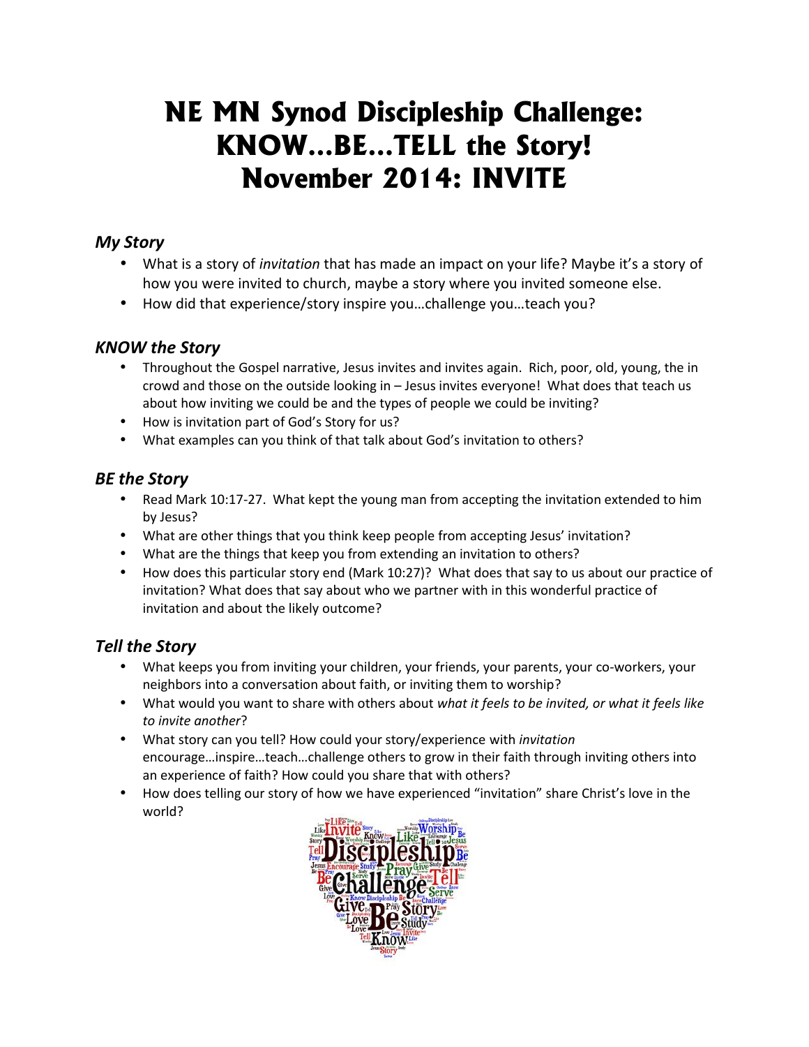# NE MN Synod Discipleship Challenge: KNOW…BE…TELL the Story! November 2014: INVITE

## *My Story*

- What is a story of *invitation* that has made an impact on your life? Maybe it's a story of how you were invited to church, maybe a story where you invited someone else.
- How did that experience/story inspire you…challenge you…teach you?

## *KNOW the Story*

- Throughout the Gospel narrative, Jesus invites and invites again. Rich, poor, old, young, the in crowd and those on the outside looking in – Jesus invites everyone! What does that teach us about how inviting we could be and the types of people we could be inviting?
- How is invitation part of God's Story for us?
- What examples can you think of that talk about God's invitation to others?

## *BE the Story*

- Read Mark 10:17-27. What kept the young man from accepting the invitation extended to him by Jesus?
- What are other things that you think keep people from accepting Jesus' invitation?
- What are the things that keep you from extending an invitation to others?
- How does this particular story end (Mark 10:27)? What does that say to us about our practice of invitation? What does that say about who we partner with in this wonderful practice of invitation and about the likely outcome?

## *Tell the Story*

- What keeps you from inviting your children, your friends, your parents, your co-workers, your neighbors into a conversation about faith, or inviting them to worship?
- What would you want to share with others about *what it feels to be invited, or what it feels like to invite another*?
- What story can you tell? How could your story/experience with *invitation* encourage…inspire…teach…challenge others to grow in their faith through inviting others into an experience of faith? How could you share that with others?
- How does telling our story of how we have experienced "invitation" share Christ's love in the world?